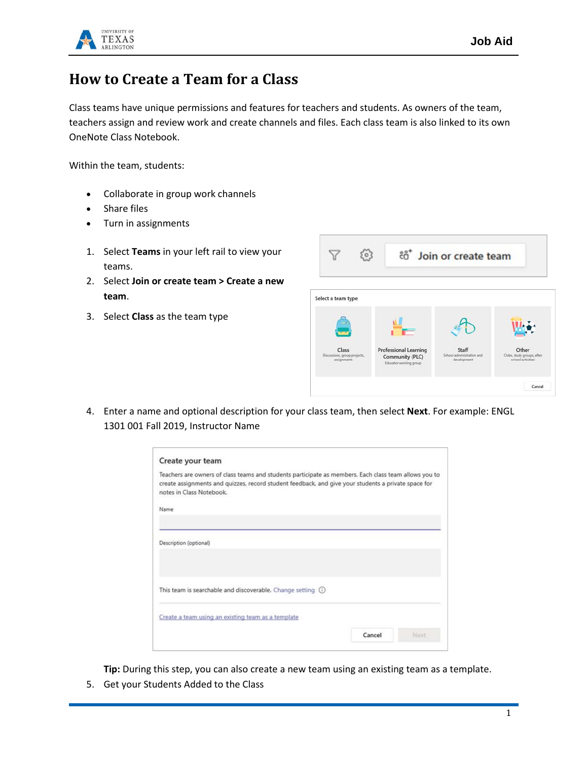# How to Create a Team for a Class

Class teams have unique permissions and features for teachers and students. As owners of the team, teachers assign and review work and create channels and files. Each class team is also linked to its own OneNote Class Notebook.

Within the team, students:

- Collaborate in group work channels
- Share files
- Turn in assignments

1. Select **Teams** in your left rail to view your teams.
2. Select **Join or create team > Create a new team**.
3. Select **Class** as the team type
4. Enter a name and optional description for your class team, then select **Next**. For example: ENGL 1301 001 Fall 2019, Instructor Name

   **Tip:** During this step, you can also create a new team using an existing team as a template.
5. Get your Students Added to the Class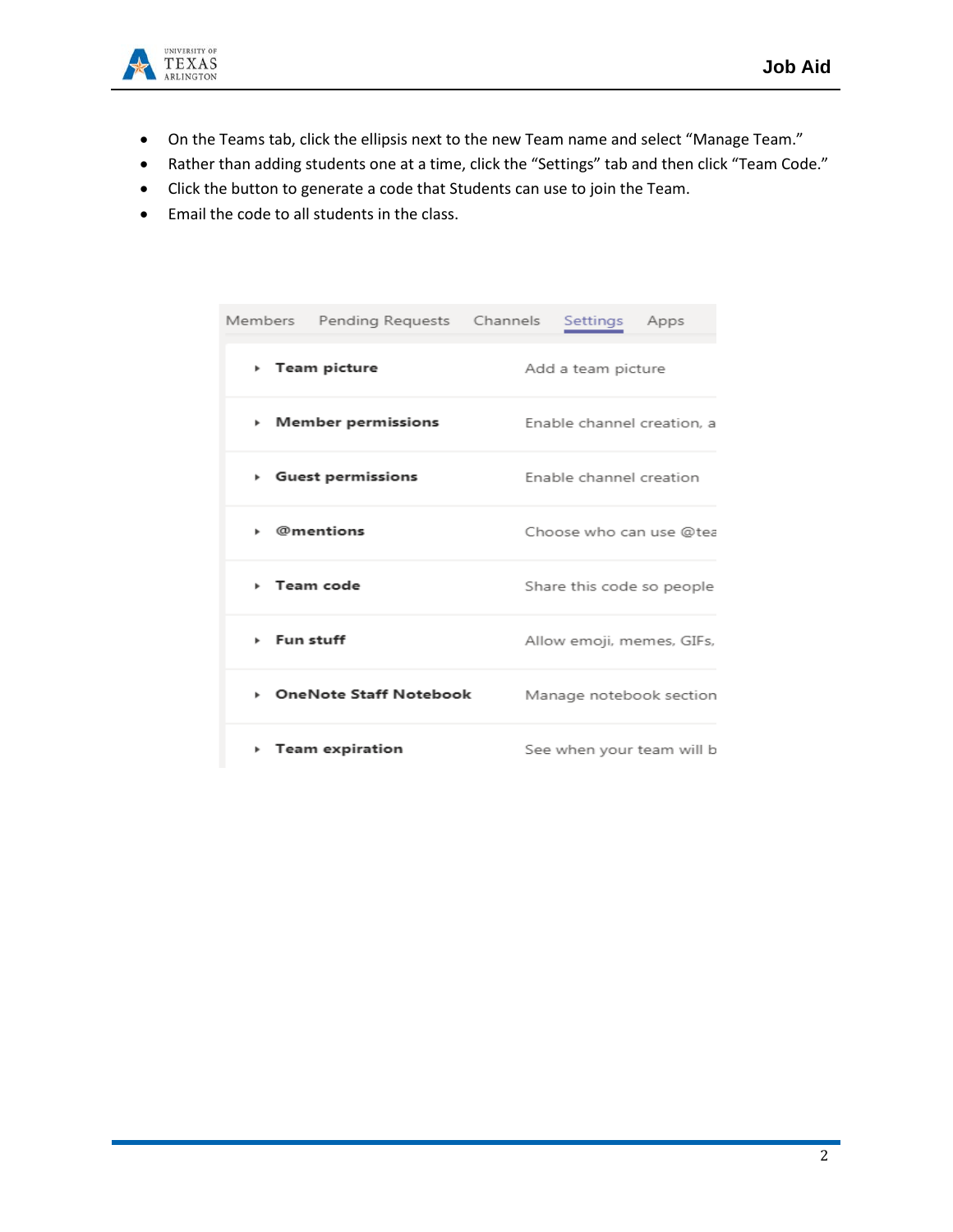- On the Teams tab, click the ellipsis next to the new Team name and select "Manage Team."
- Rather than adding students one at a time, click the "Settings" tab and then click "Team Code."
- Click the button to generate a code that Students can use to join the Team.
- Email the code to all students in the class.

Members Pending Requests Channels Settings Apps

Team picture — Add a team picture

Member permissions — Enable channel creation, a

Guest permissions — Enable channel creation

@mentions — Choose who can use @tea

Team code — Share this code so people

Fun stuff — Allow emoji, memes, GIFs,

OneNote Staff Notebook — Manage notebook section

Team expiration — See when your team will b